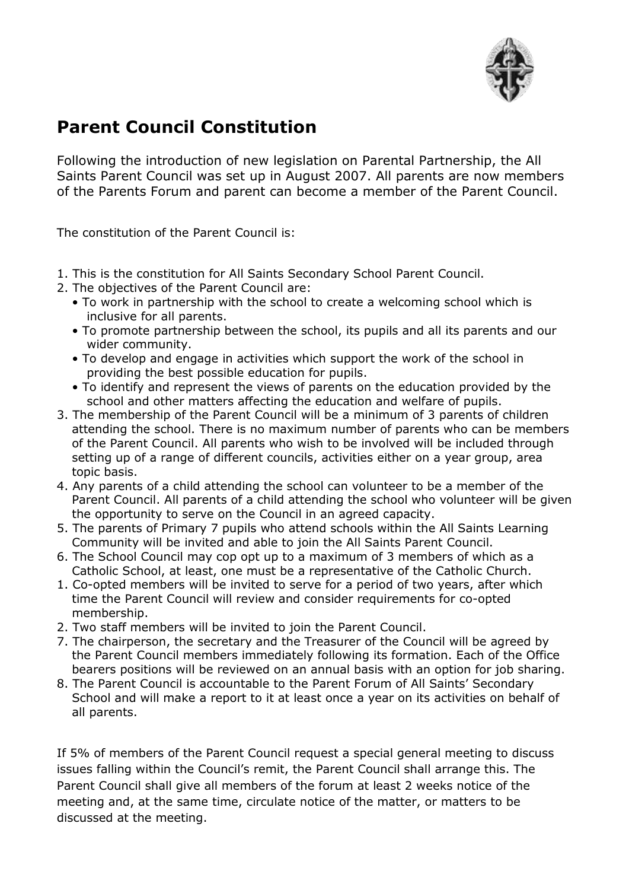# Parent Council Constitution

Following the introduction of new legislation on Parental Partnership, the All Saints Parent Council was set up in August 2007. All parents are now members of the Parents Forum and parent can become a member of the Parent Council.

The constitution of the Parent Council is:

1. This is the constitution for All Saints Secondary School Parent Council.
2. The objectives of the Parent Council are:
   - To work in partnership with the school to create a welcoming school which is inclusive for all parents.
   - To promote partnership between the school, its pupils and all its parents and our wider community.
   - To develop and engage in activities which support the work of the school in providing the best possible education for pupils.
   - To identify and represent the views of parents on the education provided by the school and other matters affecting the education and welfare of pupils.
3. The membership of the Parent Council will be a minimum of 3 parents of children attending the school. There is no maximum number of parents who can be members of the Parent Council. All parents who wish to be involved will be included through setting up of a range of different councils, activities either on a year group, area topic basis.
4. Any parents of a child attending the school can volunteer to be a member of the Parent Council. All parents of a child attending the school who volunteer will be given the opportunity to serve on the Council in an agreed capacity.
5. The parents of Primary 7 pupils who attend schools within the All Saints Learning Community will be invited and able to join the All Saints Parent Council.
6. The School Council may cop opt up to a maximum of 3 members of which as a Catholic School, at least, one must be a representative of the Catholic Church.

1. Co-opted members will be invited to serve for a period of two years, after which time the Parent Council will review and consider requirements for co-opted membership.
2. Two staff members will be invited to join the Parent Council.

7. The chairperson, the secretary and the Treasurer of the Council will be agreed by the Parent Council members immediately following its formation. Each of the Office bearers positions will be reviewed on an annual basis with an option for job sharing.
8. The Parent Council is accountable to the Parent Forum of All Saints' Secondary School and will make a report to it at least once a year on its activities on behalf of all parents.

If 5% of members of the Parent Council request a special general meeting to discuss issues falling within the Council's remit, the Parent Council shall arrange this. The Parent Council shall give all members of the forum at least 2 weeks notice of the meeting and, at the same time, circulate notice of the matter, or matters to be discussed at the meeting.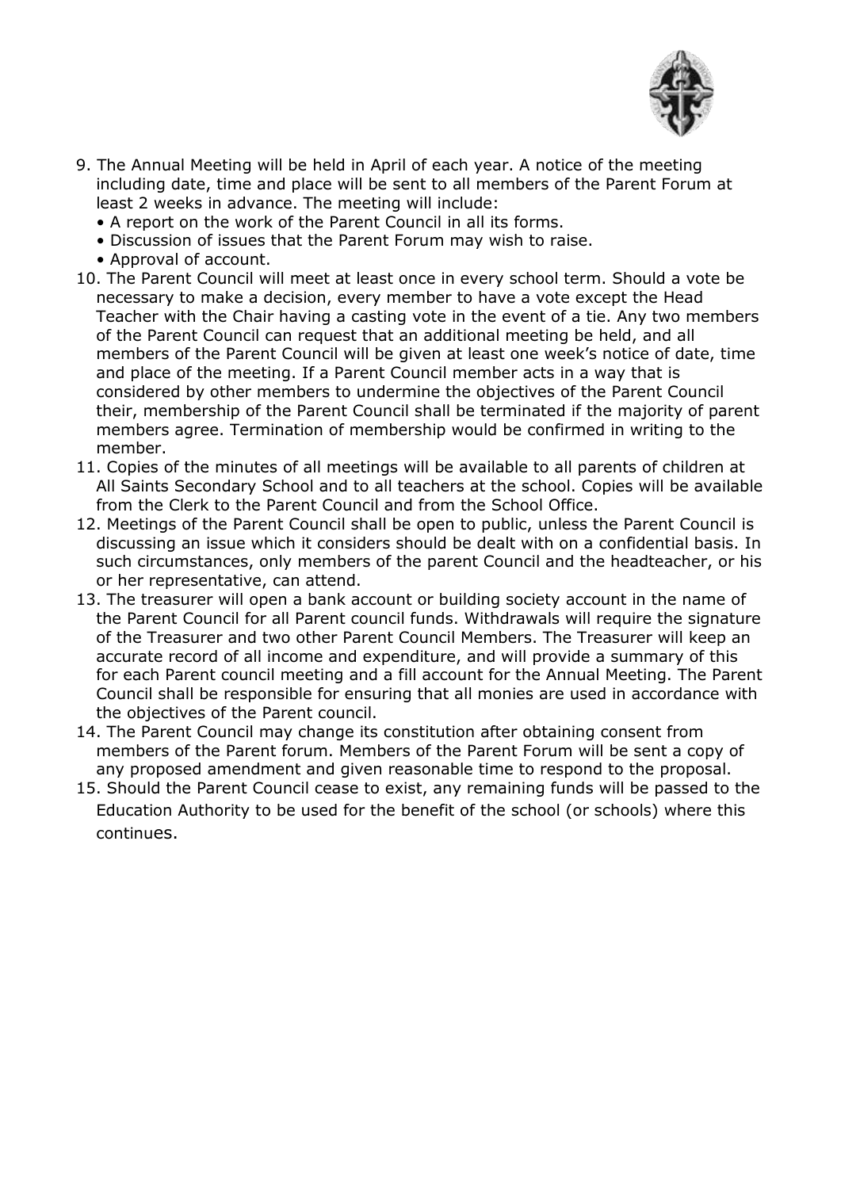9. The Annual Meeting will be held in April of each year. A notice of the meeting including date, time and place will be sent to all members of the Parent Forum at least 2 weeks in advance. The meeting will include:
   - A report on the work of the Parent Council in all its forms.
   - Discussion of issues that the Parent Forum may wish to raise.
   - Approval of account.
10. The Parent Council will meet at least once in every school term. Should a vote be necessary to make a decision, every member to have a vote except the Head Teacher with the Chair having a casting vote in the event of a tie. Any two members of the Parent Council can request that an additional meeting be held, and all members of the Parent Council will be given at least one week's notice of date, time and place of the meeting. If a Parent Council member acts in a way that is considered by other members to undermine the objectives of the Parent Council their, membership of the Parent Council shall be terminated if the majority of parent members agree. Termination of membership would be confirmed in writing to the member.
11. Copies of the minutes of all meetings will be available to all parents of children at All Saints Secondary School and to all teachers at the school. Copies will be available from the Clerk to the Parent Council and from the School Office.
12. Meetings of the Parent Council shall be open to public, unless the Parent Council is discussing an issue which it considers should be dealt with on a confidential basis. In such circumstances, only members of the parent Council and the headteacher, or his or her representative, can attend.
13. The treasurer will open a bank account or building society account in the name of the Parent Council for all Parent council funds. Withdrawals will require the signature of the Treasurer and two other Parent Council Members. The Treasurer will keep an accurate record of all income and expenditure, and will provide a summary of this for each Parent council meeting and a fill account for the Annual Meeting. The Parent Council shall be responsible for ensuring that all monies are used in accordance with the objectives of the Parent council.
14. The Parent Council may change its constitution after obtaining consent from members of the Parent forum. Members of the Parent Forum will be sent a copy of any proposed amendment and given reasonable time to respond to the proposal.
15. Should the Parent Council cease to exist, any remaining funds will be passed to the Education Authority to be used for the benefit of the school (or schools) where this continues.